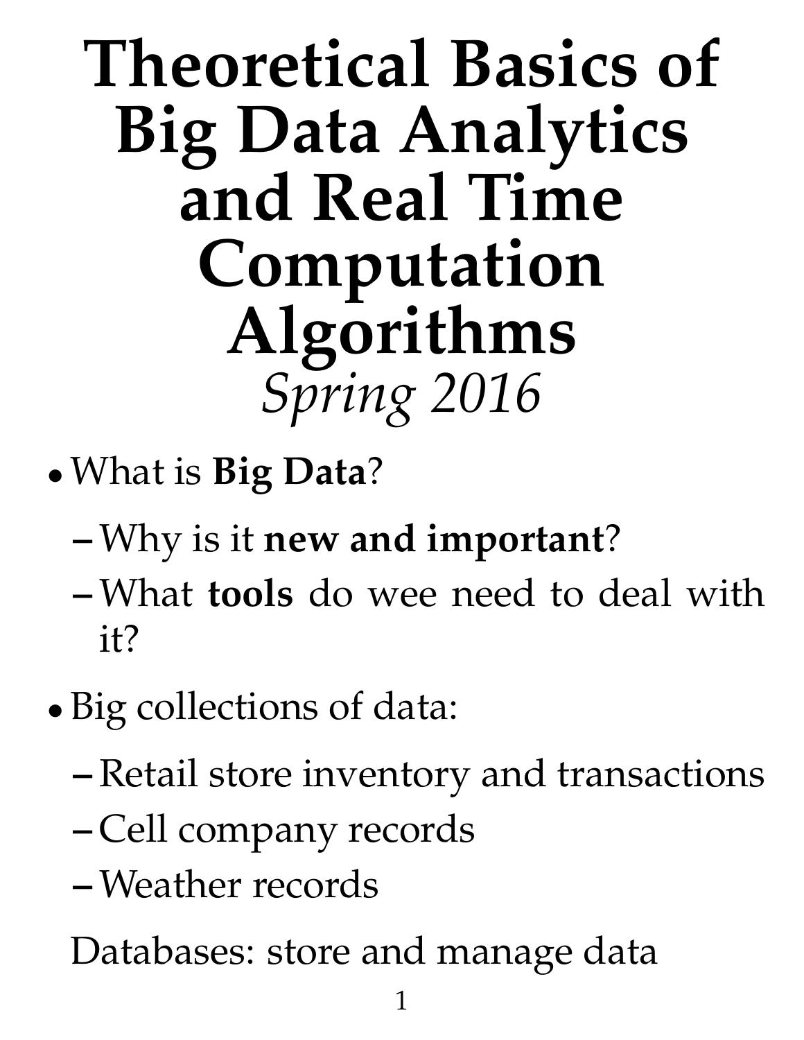# Theoretical Basics of Big Data Analytics and Real Time Computation Algorithms

*Spring 2016*

- What is **Big Data**?
  - Why is it **new and important**?
  - What **tools** do wee need to deal with it?
- Big collections of data:
  - Retail store inventory and transactions
  - Cell company records
  - Weather records

  Databases: store and manage data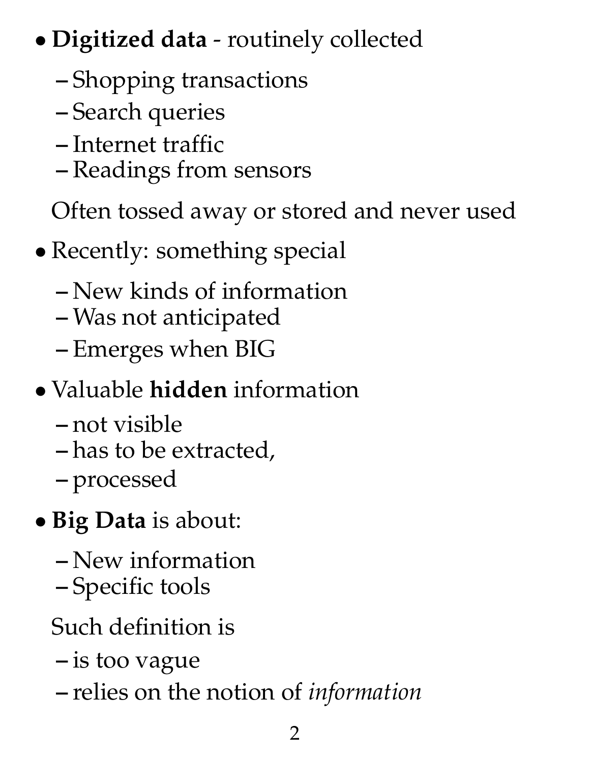- **Digitized data** - routinely collected
  - Shopping transactions
  - Search queries
  - Internet traffic
  - Readings from sensors

  Often tossed away or stored and never used

- Recently: something special
  - New kinds of information
  - Was not anticipated
  - Emerges when BIG

- Valuable **hidden** information
  - not visible
  - has to be extracted,
  - processed

- **Big Data** is about:
  - New information
  - Specific tools

  Such definition is
  - is too vague
  - relies on the notion of *information*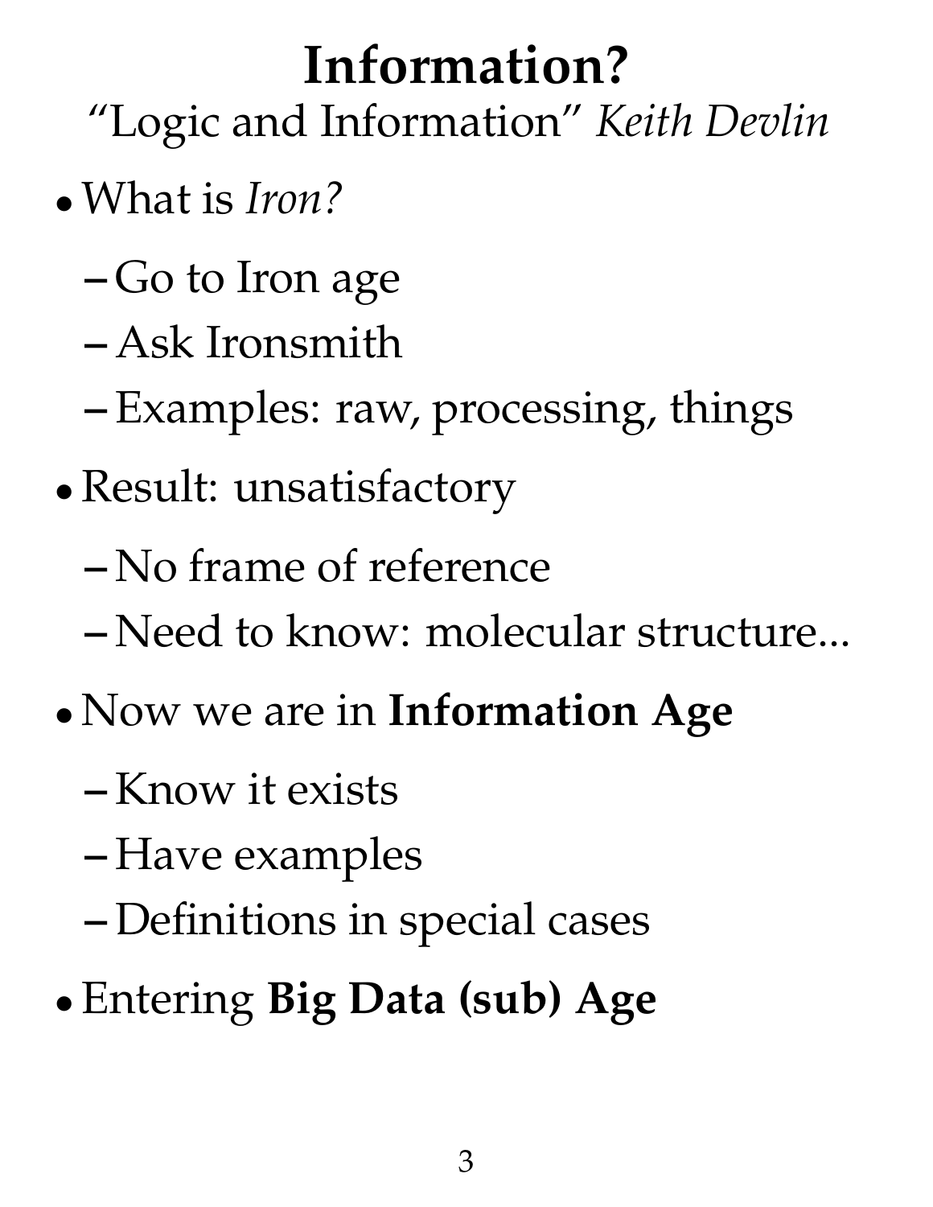# Information?

"Logic and Information" *Keith Devlin*

- What is *Iron?*
  - Go to Iron age
  - Ask Ironsmith
  - Examples: raw, processing, things
- Result: unsatisfactory
  - No frame of reference
  - Need to know: molecular structure...
- Now we are in **Information Age**
  - Know it exists
  - Have examples
  - Definitions in special cases
- Entering **Big Data (sub) Age**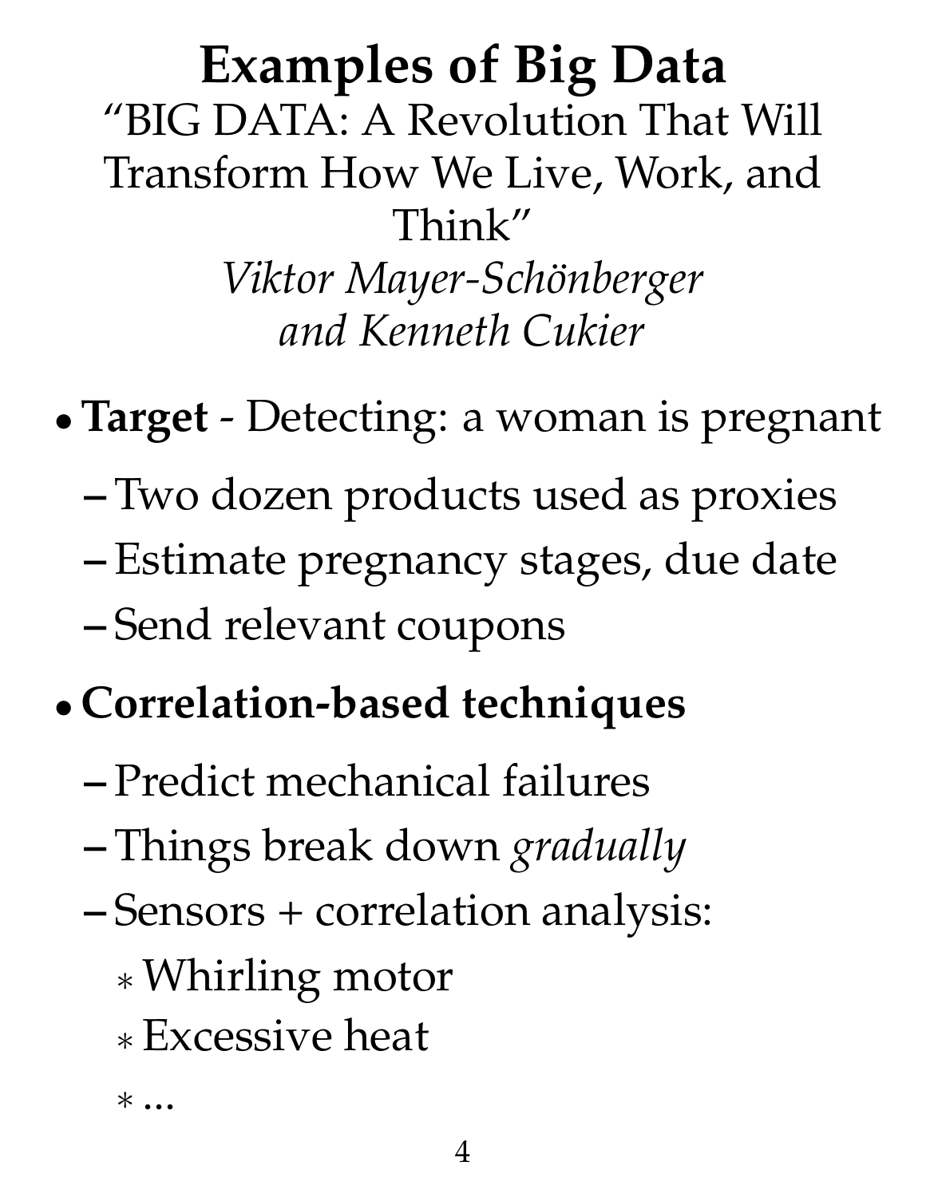# Examples of Big Data

"BIG DATA: A Revolution That Will Transform How We Live, Work, and Think"

*Viktor Mayer-Schönberger and Kenneth Cukier*

- **Target** - Detecting: a woman is pregnant
  - Two dozen products used as proxies
  - Estimate pregnancy stages, due date
  - Send relevant coupons
- **Correlation-based techniques**
  - Predict mechanical failures
  - Things break down *gradually*
  - Sensors + correlation analysis:
    - Whirling motor
    - Excessive heat
    - ...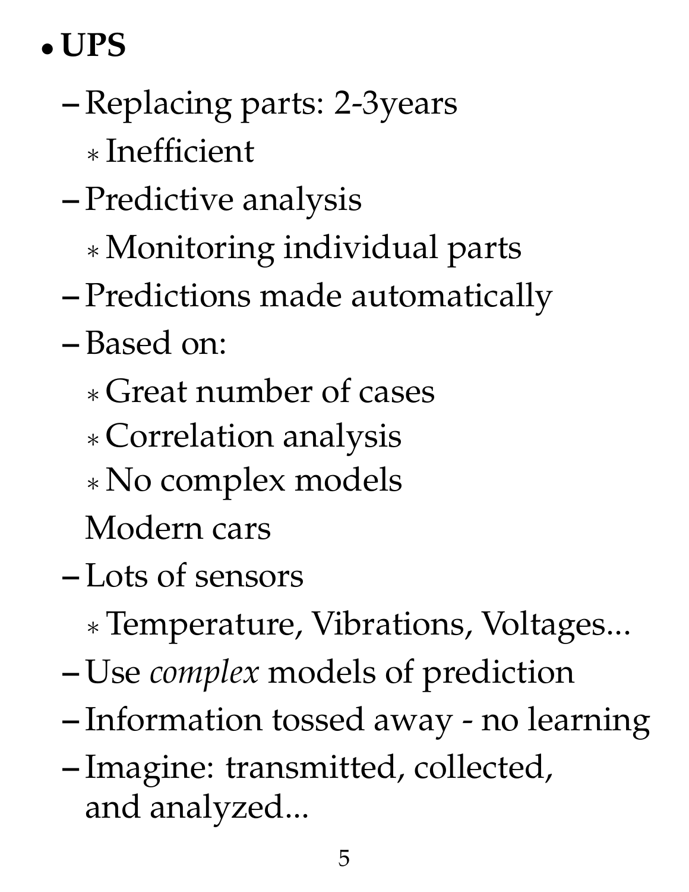- **UPS**
  - Replacing parts: 2-3years
    - Inefficient
  - Predictive analysis
    - Monitoring individual parts
  - Predictions made automatically
  - Based on:
    - Great number of cases
    - Correlation analysis
    - No complex models

  Modern cars
  - Lots of sensors
    - Temperature, Vibrations, Voltages...
  - Use *complex* models of prediction
  - Information tossed away - no learning
  - Imagine: transmitted, collected, and analyzed...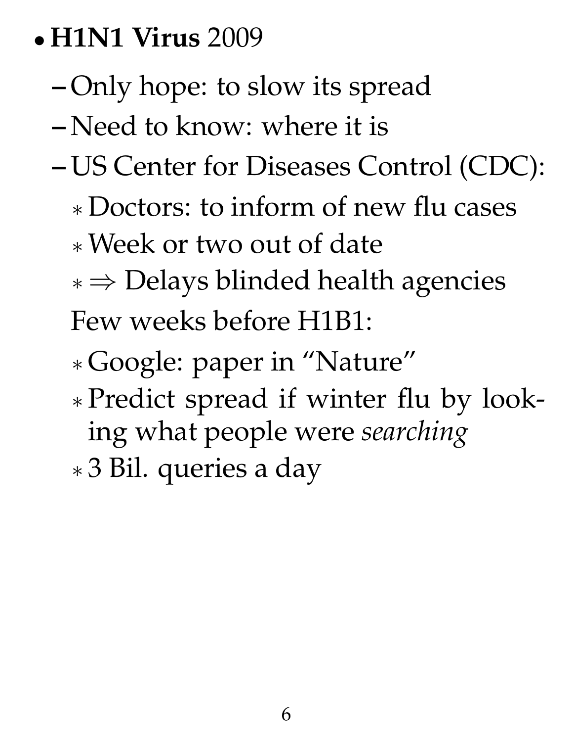- **H1N1 Virus** 2009
  - Only hope: to slow its spread
  - Need to know: where it is
  - US Center for Diseases Control (CDC):
    * Doctors: to inform of new flu cases
    * Week or two out of date
    * $\Rightarrow$ Delays blinded health agencies

    Few weeks before H1B1:

    * Google: paper in "Nature"
    * Predict spread if winter flu by looking what people were *searching*
    * 3 Bil. queries a day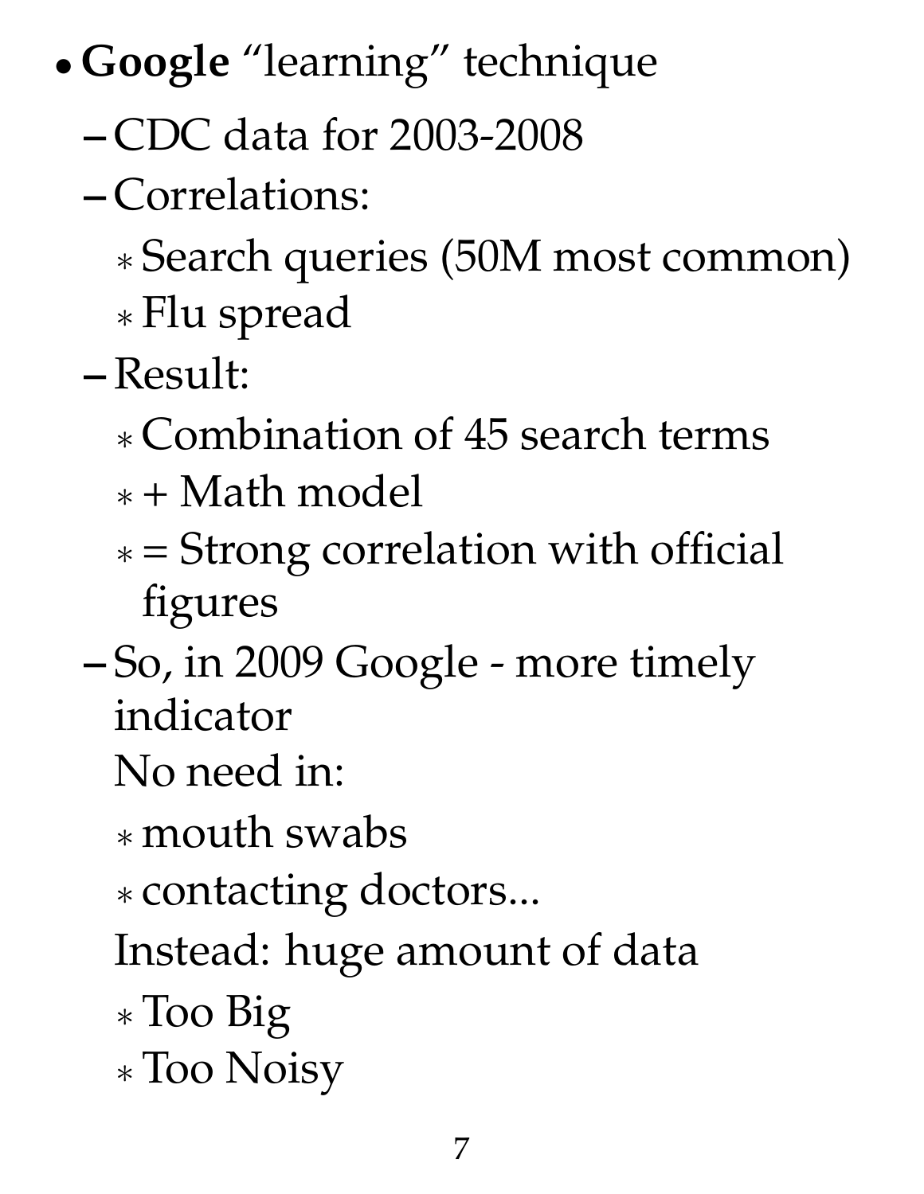- **Google** "learning" technique
  - CDC data for 2003-2008
  - Correlations:
    - Search queries (50M most common)
    - Flu spread
  - Result:
    - Combination of 45 search terms
    - + Math model
    - = Strong correlation with official figures
  - So, in 2009 Google - more timely indicator

    No need in:

    - mouth swabs
    - contacting doctors...

    Instead: huge amount of data

    - Too Big
    - Too Noisy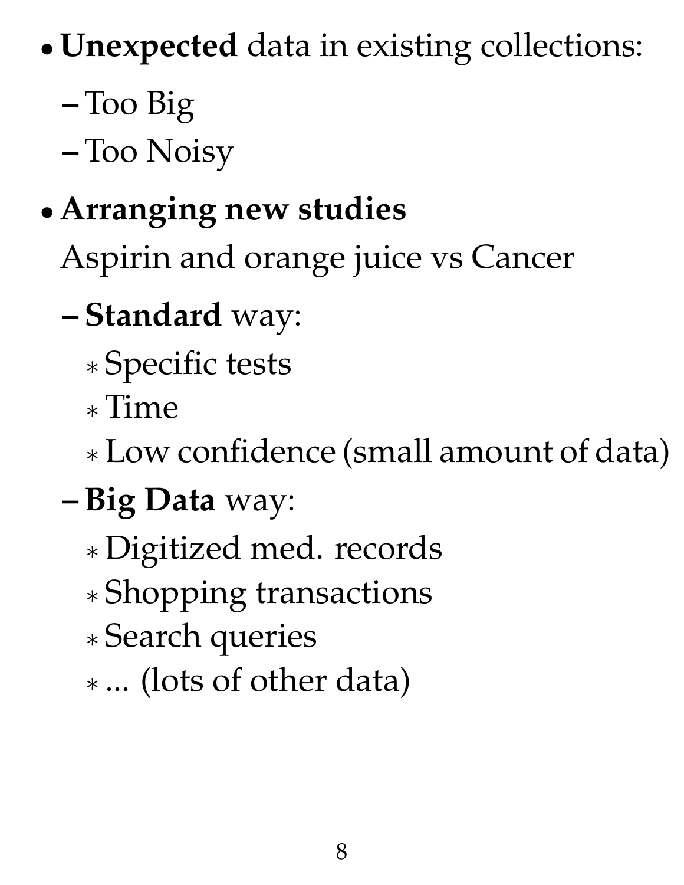- **Unexpected** data in existing collections:
  - Too Big
  - Too Noisy
- **Arranging new studies**

  Aspirin and orange juice vs Cancer

  - **Standard** way:
    - Specific tests
    - Time
    - Low confidence (small amount of data)
  - **Big Data** way:
    - Digitized med. records
    - Shopping transactions
    - Search queries
    - ... (lots of other data)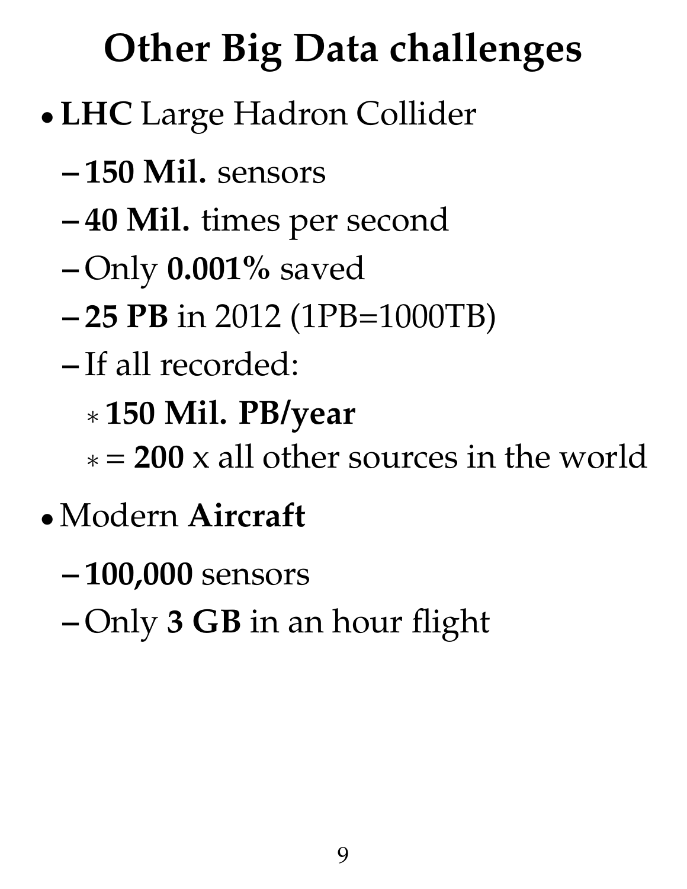# Other Big Data challenges

- **LHC** Large Hadron Collider
  - **150 Mil.** sensors
  - **40 Mil.** times per second
  - Only **0.001%** saved
  - **25 PB** in 2012 (1PB=1000TB)
  - If all recorded:
    - **150 Mil. PB/year**
    - = **200** x all other sources in the world
- Modern **Aircraft**
  - **100,000** sensors
  - Only **3 GB** in an hour flight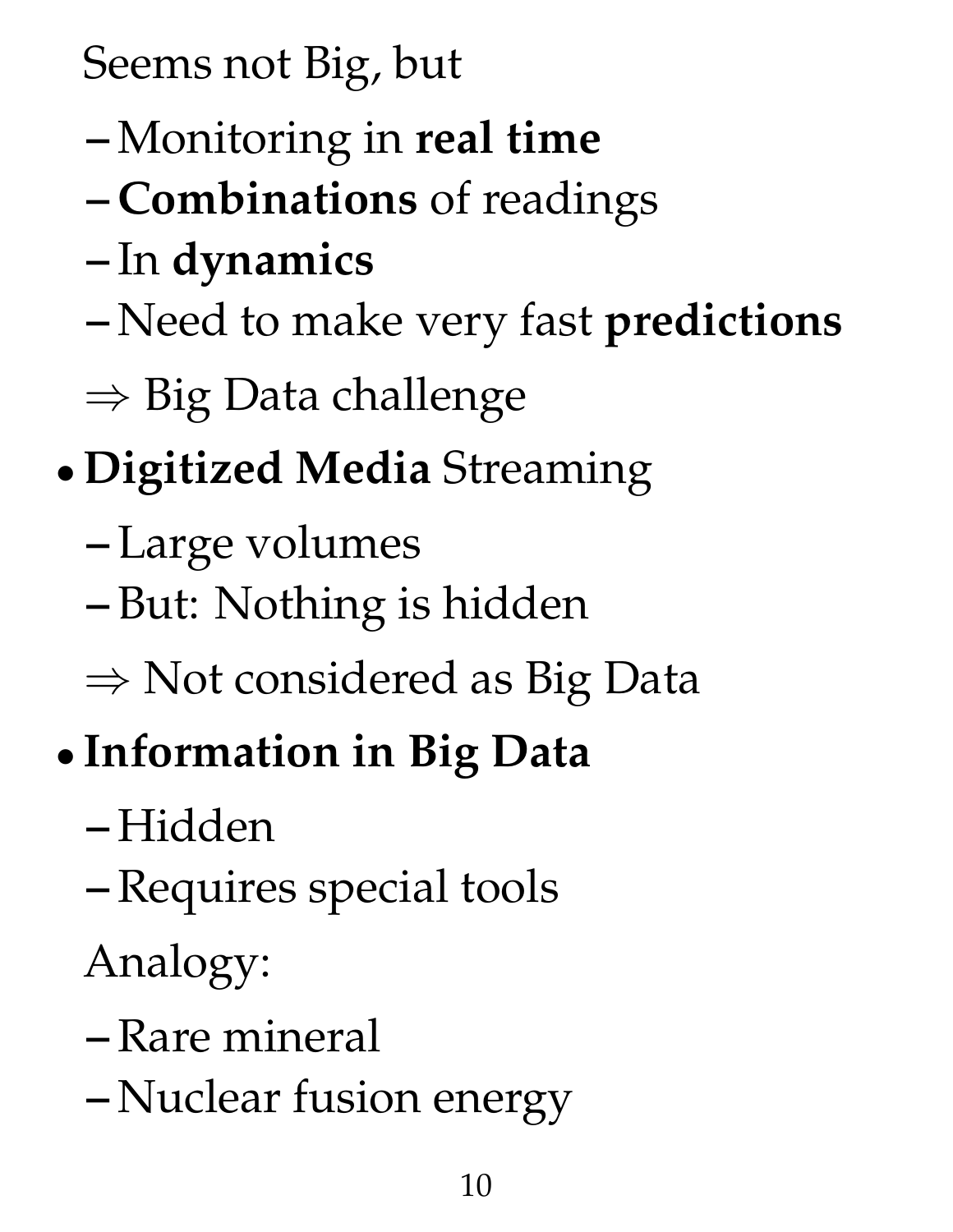Seems not Big, but

- Monitoring in **real time**
- **Combinations** of readings
- In **dynamics**
- Need to make very fast **predictions**

$\Rightarrow$ Big Data challenge

- **Digitized Media** Streaming
  - Large volumes
  - But: Nothing is hidden

  $\Rightarrow$ Not considered as Big Data

- **Information in Big Data**
  - Hidden
  - Requires special tools

  Analogy:

  - Rare mineral
  - Nuclear fusion energy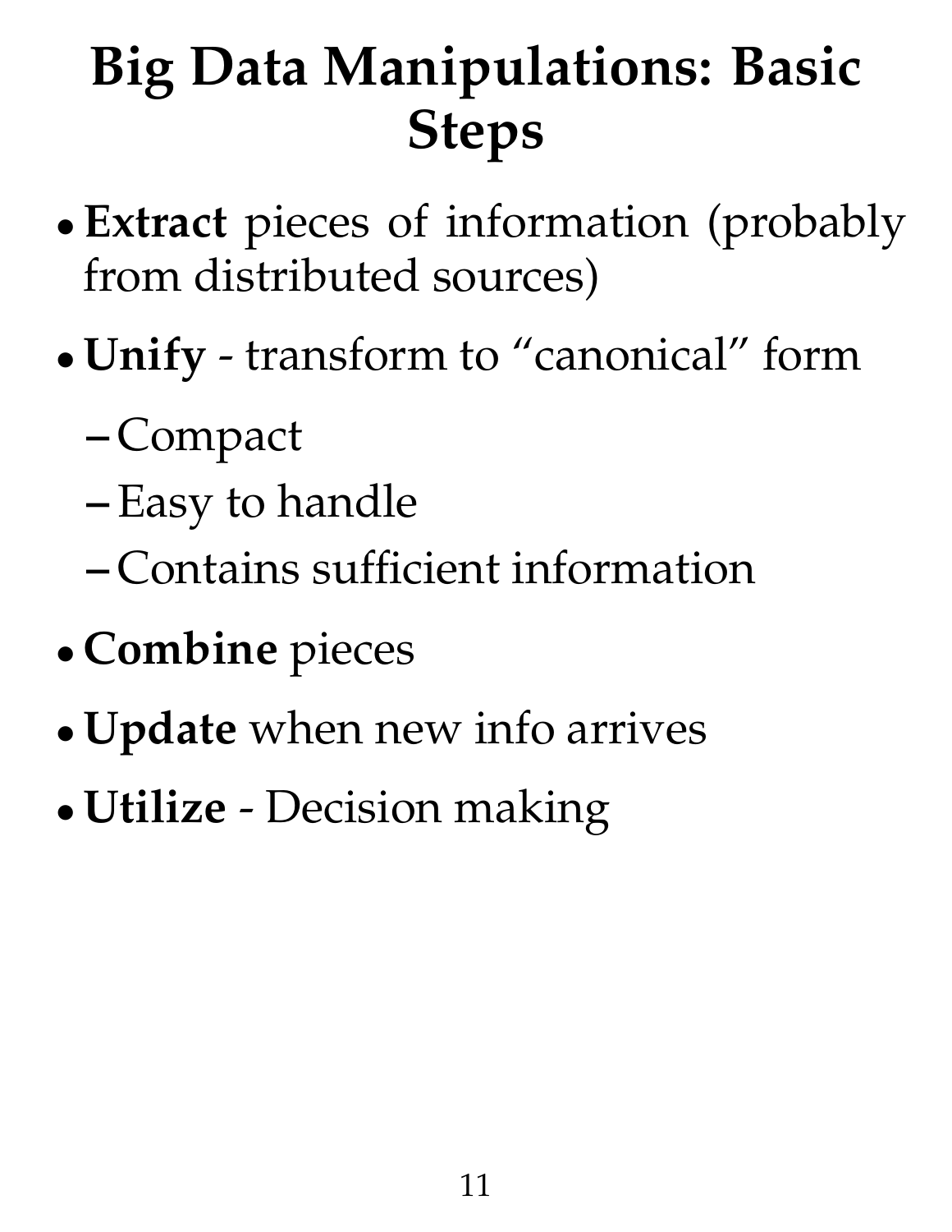# Big Data Manipulations: Basic Steps

- **Extract** pieces of information (probably from distributed sources)
- **Unify** - transform to "canonical" form
  - Compact
  - Easy to handle
  - Contains sufficient information
- **Combine** pieces
- **Update** when new info arrives
- **Utilize** - Decision making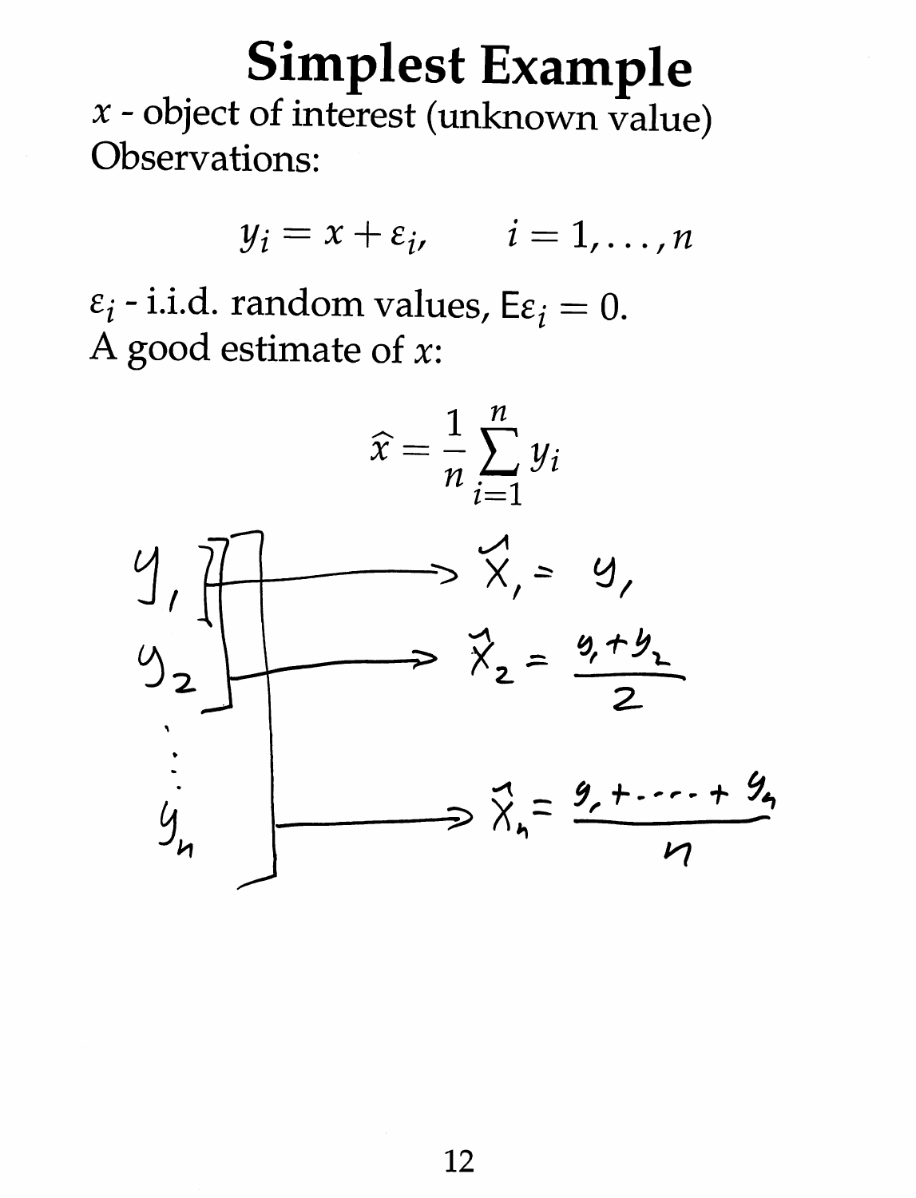# Simplest Example

$x$ - object of interest (unknown value)
Observations:

$$y_i = x + \varepsilon_i, \qquad i = 1, \ldots, n$$

$\varepsilon_i$ - i.i.d. random values, $\mathsf{E}\varepsilon_i = 0$.
A good estimate of $x$:

$$\widehat{x} = \frac{1}{n} \sum_{i=1}^{n} y_i$$

$y_1 \longrightarrow \hat{x}_1 = y_1$

$y_2 \longrightarrow \hat{x}_2 = \frac{y_1 + y_2}{2}$

$\vdots$

$y_n \longrightarrow \hat{x}_n = \frac{y_1 + \cdots + y_n}{n}$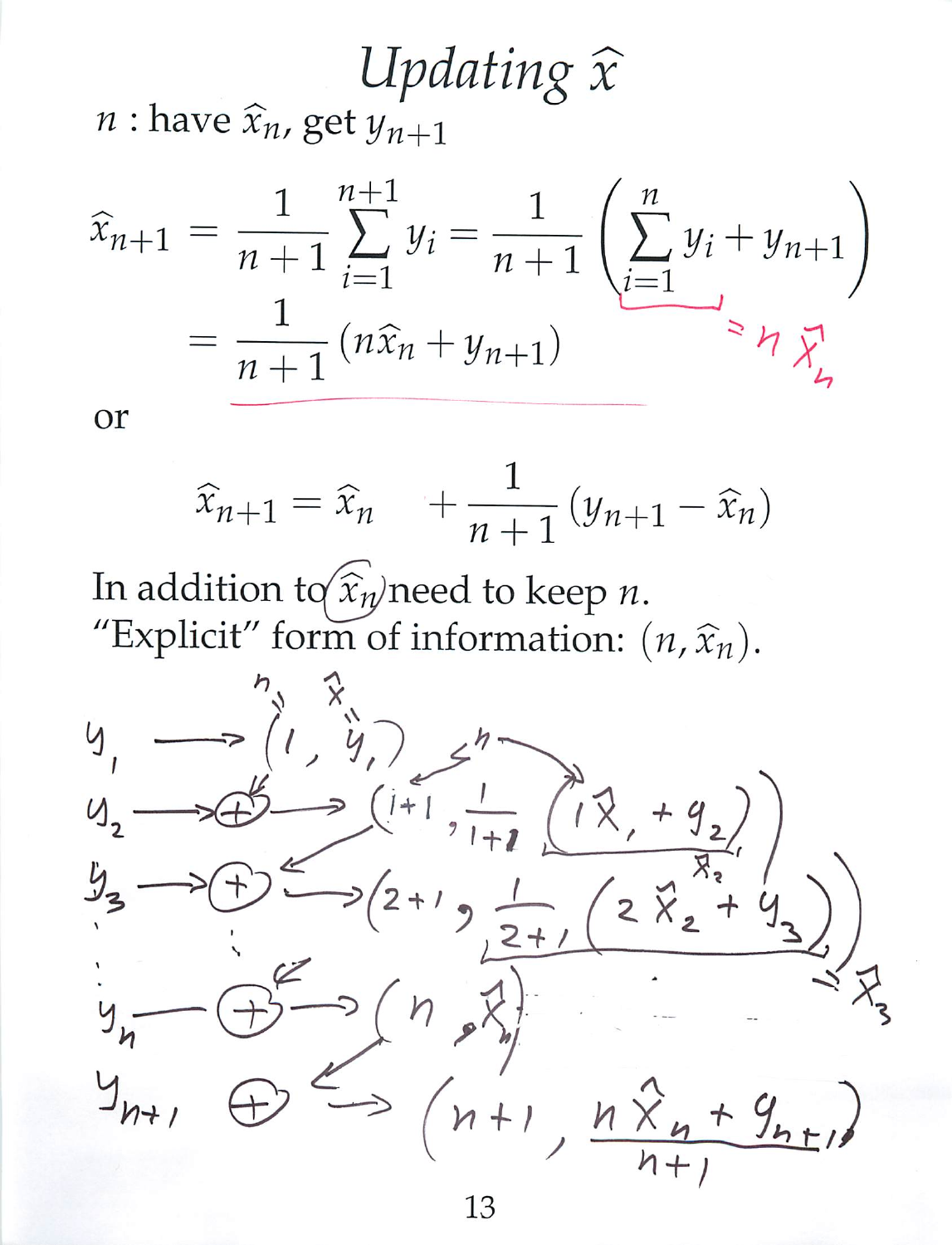# *Updating* $\widehat{x}$

$n$ : have $\widehat{x}_n$, get $y_{n+1}$

$$\widehat{x}_{n+1} = \frac{1}{n+1}\sum_{i=1}^{n+1} y_i = \frac{1}{n+1}\left(\sum_{i=1}^{n} y_i + y_{n+1}\right)$$

$$= \frac{1}{n+1}\left(n\widehat{x}_n + y_{n+1}\right)$$

(handwritten annotation: $\sum_{i=1}^{n} y_i = n\hat{x}_n$)

or

$$\widehat{x}_{n+1} = \widehat{x}_n + \frac{1}{n+1}\left(y_{n+1} - \widehat{x}_n\right)$$

In addition to $\widehat{x}_n$ need to keep $n$.
"Explicit" form of information: $(n, \widehat{x}_n)$.

(handwritten diagram)

$y_1 \longrightarrow (1, y_1)$ &nbsp;&nbsp; ($n = 1$, $\hat{x} = y_1$)

$y_2 \longrightarrow \oplus \longrightarrow \left(1+1, \frac{1}{1+1}(1\hat{x}_1 + y_2)\right)$, where $\frac{1}{1+1}(1\hat{x}_1 + y_2) = \hat{x}_2$

$y_3 \longrightarrow \oplus \longrightarrow \left(2+1, \frac{1}{2+1}(2\hat{x}_2 + y_3)\right)$, where $\frac{1}{2+1}(2\hat{x}_2 + y_3) = \hat{x}_3$

$\vdots$

$y_n \longrightarrow \oplus \longrightarrow (n, \hat{x}_n)$

$y_{n+1} \quad \oplus \longrightarrow \left(n+1, \frac{n\hat{x}_n + y_{n+1}}{n+1}\right)$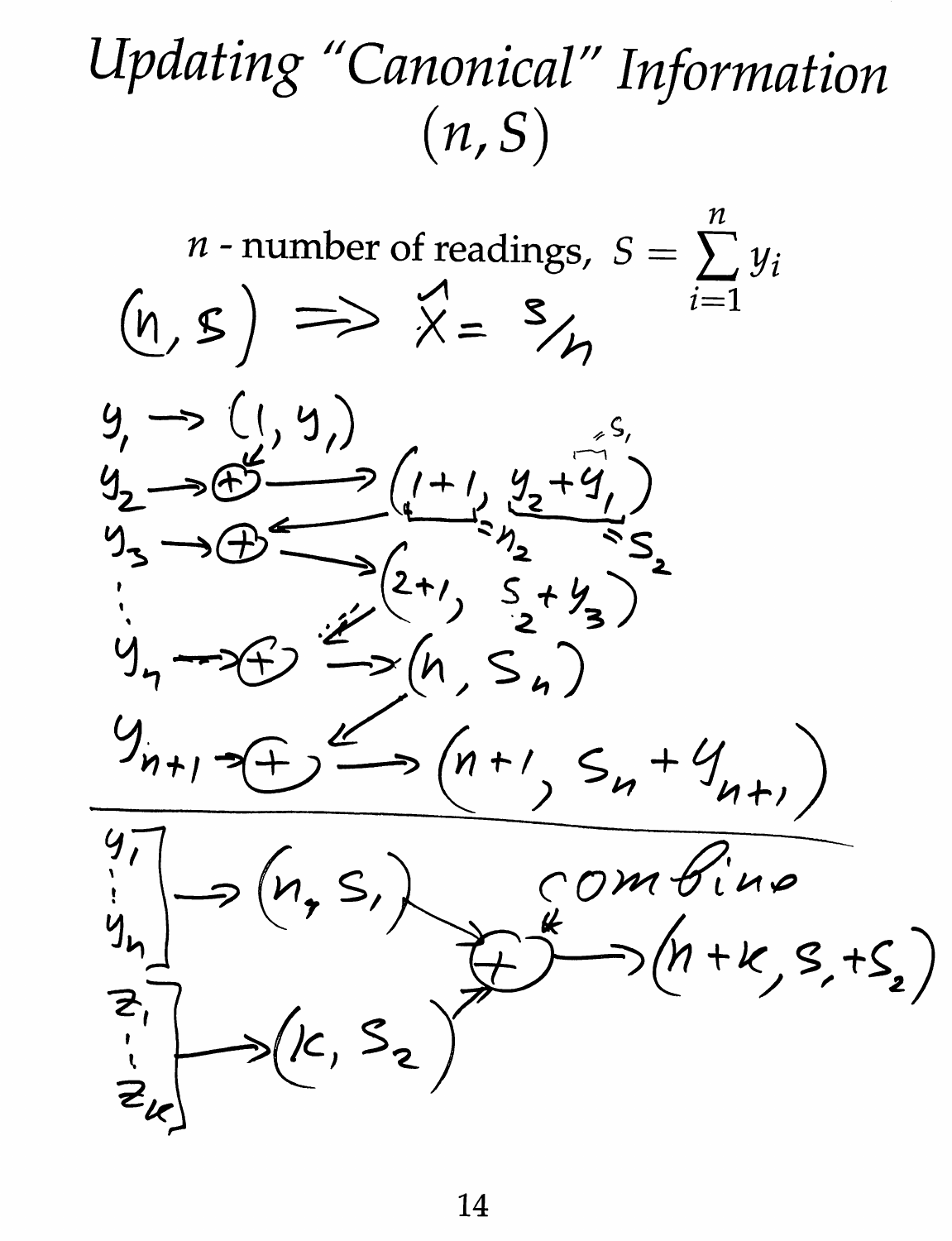# *Updating "Canonical" Information* $(n, S)$

$n$ - number of readings, $S = \sum_{i=1}^{n} y_i$

$(n, S) \Rightarrow \hat{X} = S/n$

$y_1 \rightarrow (1, y_1)$

$y_2 \rightarrow \oplus \rightarrow (1+1, y_2 + y_1)$, where $1+1 = n_2$, $y_2 + y_1 = S_2$, $y_1 = S_1$

$y_3 \rightarrow \oplus \rightarrow (2+1, S_2 + y_3)$

$\vdots$

$y_n \rightarrow \oplus \rightarrow (n, S_n)$

$y_{n+1} \rightarrow \oplus \rightarrow (n+1, S_n + y_{n+1})$

---

$y_1, \ldots, y_n \rightarrow (n, S_1)$

$z_1, \ldots, z_k \rightarrow (k, S_2)$

combine: $(n, S_1) \oplus (k, S_2) \rightarrow (n+k, S_1 + S_2)$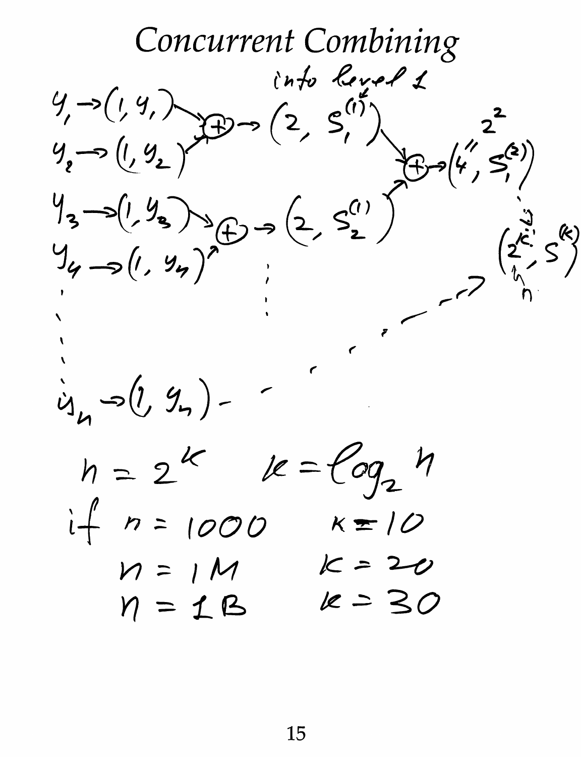# Concurrent Combining

$y_1 \to (1, y_1)$ and $y_2 \to (1, y_2)$ combine via $\oplus$ into $(2, S_1^{(1)})$ (into level 1)

$y_3 \to (1, y_3)$ and $y_4 \to (1, y_4)$ combine via $\oplus$ into $(2, S_2^{(1)})$

$(2, S_1^{(1)})$ and $(2, S_2^{(1)})$ combine via $\oplus$ into $(4, S_1^{(2)})$, where $4 = 2^2$

$\vdots$

$y_n \to (1, y_n)$

$\to \cdots \to (2^k, S^{(k)})$, where $2^k = n$

$$n = 2^k \qquad k = \log_2 n$$

if $n = 1000$ $\quad k = 10$

$n = 1M$ $\quad k = 20$

$n = 1B$ $\quad k = 30$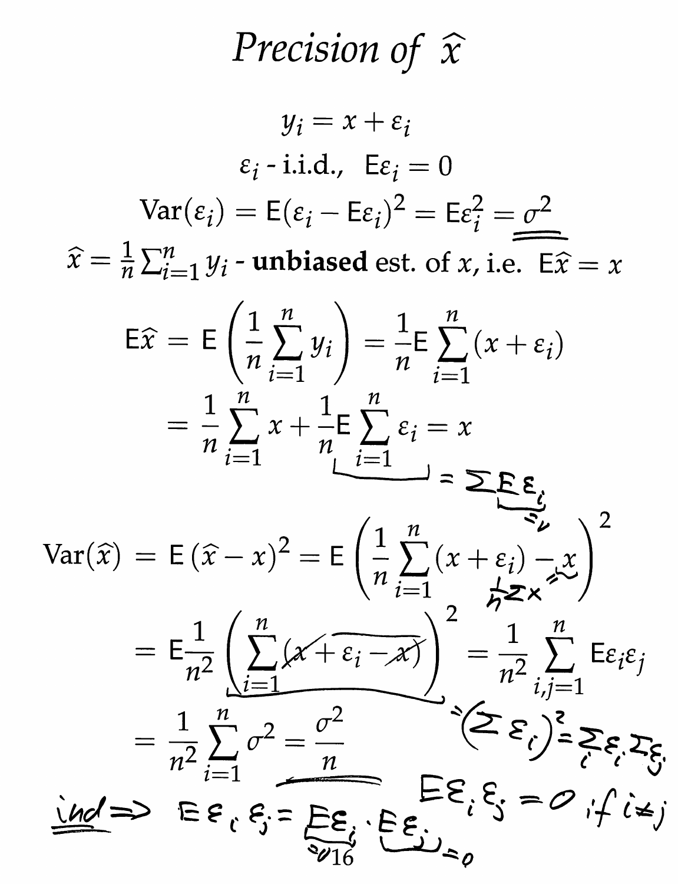# *Precision of* $\widehat{x}$

$$y_i = x + \varepsilon_i$$

$$\varepsilon_i \text{ - i.i.d.}, \quad \mathsf{E}\varepsilon_i = 0$$

$$\mathrm{Var}(\varepsilon_i) = \mathsf{E}(\varepsilon_i - \mathsf{E}\varepsilon_i)^2 = \mathsf{E}\varepsilon_i^2 = \sigma^2$$

$\widehat{x} = \frac{1}{n}\sum_{i=1}^n y_i$ - **unbiased** est. of $x$, i.e. $\mathsf{E}\widehat{x} = x$

$$\mathsf{E}\widehat{x} = \mathsf{E}\left(\frac{1}{n}\sum_{i=1}^n y_i\right) = \frac{1}{n}\mathsf{E}\sum_{i=1}^n (x + \varepsilon_i)$$

$$= \frac{1}{n}\sum_{i=1}^n x + \frac{1}{n}\mathsf{E}\sum_{i=1}^n \varepsilon_i = x$$

$\mathsf{E}\sum_{i=1}^n \varepsilon_i = \sum \mathsf{E}\varepsilon_i$, with $\mathsf{E}\varepsilon_i = 0$

$$\mathrm{Var}(\widehat{x}) = \mathsf{E}\left(\widehat{x} - x\right)^2 = \mathsf{E}\left(\frac{1}{n}\sum_{i=1}^n (x + \varepsilon_i) - x\right)^2$$

$x = \frac{1}{n}\sum x$

$$= \mathsf{E}\frac{1}{n^2}\left(\sum_{i=1}^n (x + \varepsilon_i - x)\right)^2 = \frac{1}{n^2}\sum_{i,j=1}^n \mathsf{E}\varepsilon_i\varepsilon_j$$

$\left(\sum_{i=1}^n (x + \varepsilon_i - x)\right)^2 = \left(\sum \varepsilon_i\right)^2 = \sum_i \varepsilon_i \sum_j \varepsilon_j$

$$= \frac{1}{n^2}\sum_{i=1}^n \sigma^2 = \frac{\sigma^2}{n}$$

$\mathsf{E}\varepsilon_i\varepsilon_j = 0$ if $i \neq j$

ind $\Rightarrow$ $\mathsf{E}\varepsilon_i\varepsilon_j = \mathsf{E}\varepsilon_i \cdot \mathsf{E}\varepsilon_j$, with $\mathsf{E}\varepsilon_i = 0$, $\mathsf{E}\varepsilon_j = 0$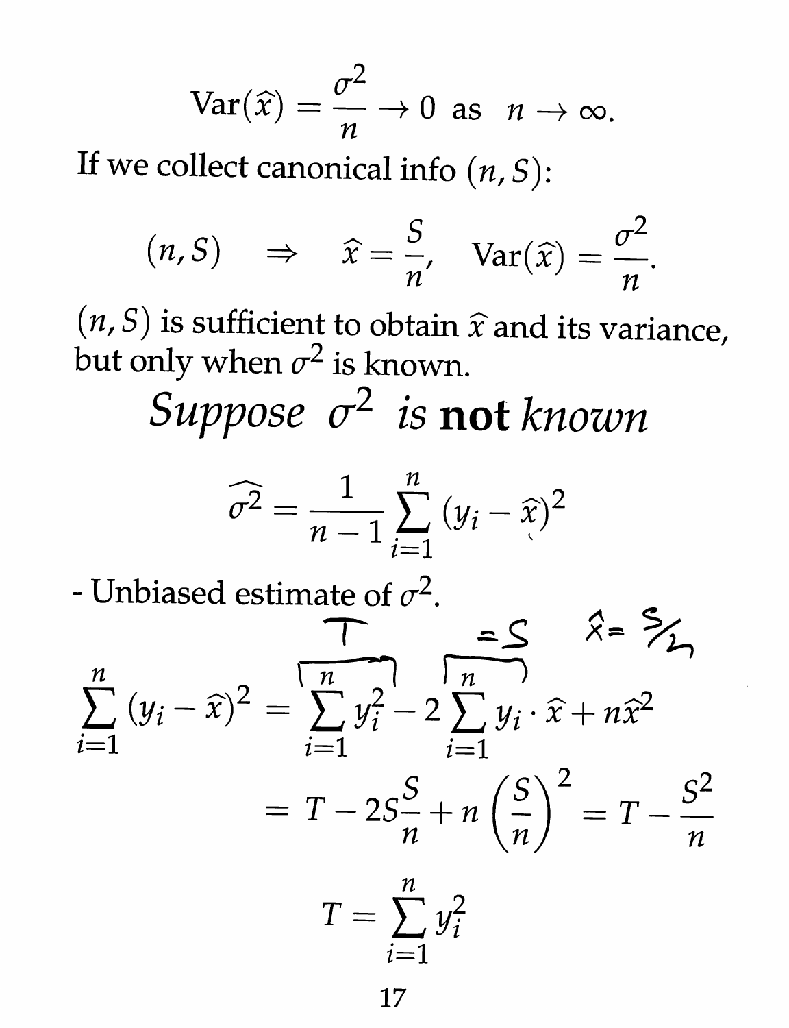$$\text{Var}(\hat{x}) = \frac{\sigma^2}{n} \to 0 \text{ as } n \to \infty.$$

If we collect canonical info $(n, S)$:

$$(n, S) \quad \Rightarrow \quad \hat{x} = \frac{S}{n}, \quad \text{Var}(\hat{x}) = \frac{\sigma^2}{n}.$$

$(n, S)$ is sufficient to obtain $\hat{x}$ and its variance, but only when $\sigma^2$ is known.

## *Suppose $\sigma^2$ is **not** known*

$$\widehat{\sigma^2} = \frac{1}{n-1} \sum_{i=1}^{n} (y_i - \hat{x})^2$$

- Unbiased estimate of $\sigma^2$.

$$\sum_{i=1}^{n} (y_i - \hat{x})^2 = \overbrace{\sum_{i=1}^{n} y_i^2}^{T} - 2 \overbrace{\sum_{i=1}^{n} y_i}^{=S} \cdot \hat{x} + n\hat{x}^2 \qquad \hat{x} = S/n$$

$$= T - 2S\frac{S}{n} + n\left(\frac{S}{n}\right)^2 = T - \frac{S^2}{n}$$

$$T = \sum_{i=1}^{n} y_i^2$$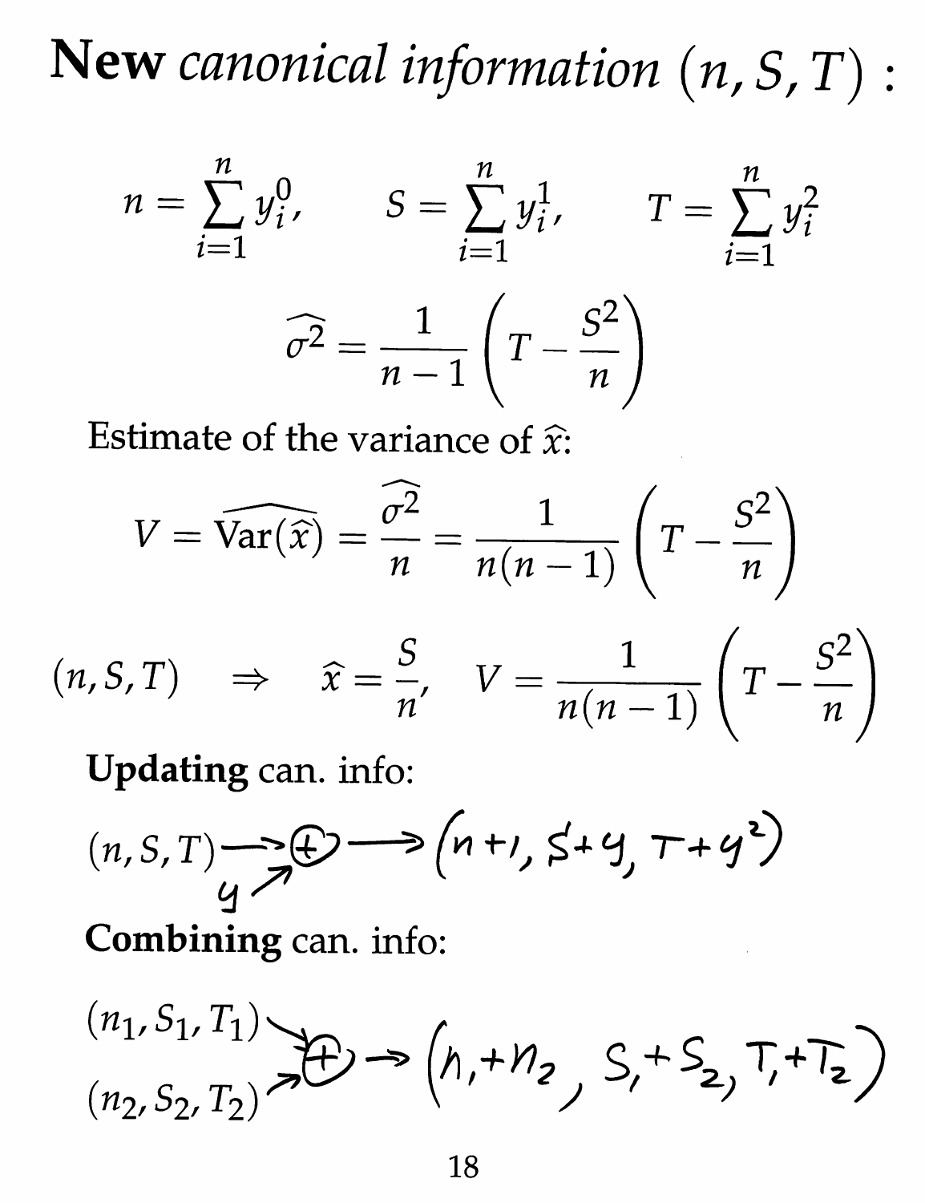# **New** *canonical information* $(n, S, T)$ :

$$n = \sum_{i=1}^{n} y_i^0, \qquad S = \sum_{i=1}^{n} y_i^1, \qquad T = \sum_{i=1}^{n} y_i^2$$

$$\widehat{\sigma^2} = \frac{1}{n-1}\left(T - \frac{S^2}{n}\right)$$

Estimate of the variance of $\widehat{x}$:

$$V = \widehat{\mathrm{Var}(\widehat{x})} = \frac{\widehat{\sigma^2}}{n} = \frac{1}{n(n-1)}\left(T - \frac{S^2}{n}\right)$$

$$(n, S, T) \quad \Rightarrow \quad \widehat{x} = \frac{S}{n}, \quad V = \frac{1}{n(n-1)}\left(T - \frac{S^2}{n}\right)$$

**Updating** can. info:

$$(n, S, T) \longrightarrow \oplus \longleftarrow y \longrightarrow (n+1, S+y, T+y^2)$$

**Combining** can. info:

$$(n_1, S_1, T_1) \oplus (n_2, S_2, T_2) \longrightarrow (n_1+n_2, S_1+S_2, T_1+T_2)$$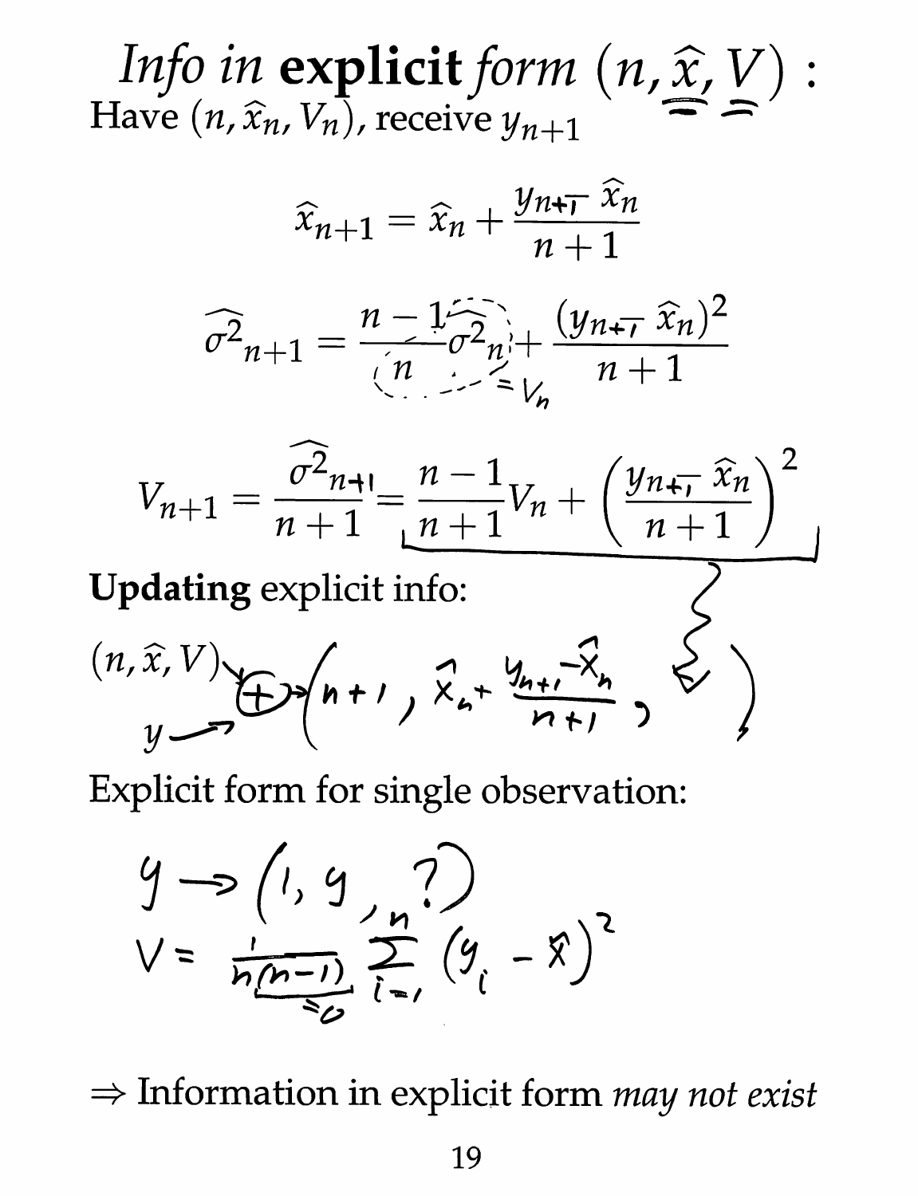# *Info in* **explicit** *form* $(n, \widehat{x}, V)$ :

Have $(n, \widehat{x}_n, V_n)$, receive $y_{n+1}$

$$\widehat{x}_{n+1} = \widehat{x}_n + \frac{y_{n+1} - \widehat{x}_n}{n+1}$$

$$\widehat{\sigma^2}_{n+1} = \frac{n-1}{n}\widehat{\sigma^2}_n + \frac{(y_{n+1} - \widehat{x}_n)^2}{n+1}$$

$$\frac{\widehat{\sigma^2}_n}{n} = V_n$$

$$V_{n+1} = \frac{\widehat{\sigma^2}_{n+1}}{n+1} = \frac{n-1}{n+1}V_n + \left(\frac{y_{n+1} - \widehat{x}_n}{n+1}\right)^2$$

**Updating** explicit info:

$$(n, \widehat{x}, V) \oplus y \rightarrow \left(n+1,\ \widehat{x}_n + \frac{y_{n+1} - \widehat{x}_n}{n+1},\ \frac{n-1}{n+1}V_n + \left(\frac{y_{n+1} - \widehat{x}_n}{n+1}\right)^2\right)$$

Explicit form for single observation:

$$y \rightarrow (1, y, ?)$$

$$V = \frac{1}{n(n-1)} \sum_{i=1}^{n} (y_i - \widehat{x})^2, \quad n(n-1) = 0$$

$\Rightarrow$ Information in explicit form *may not exist*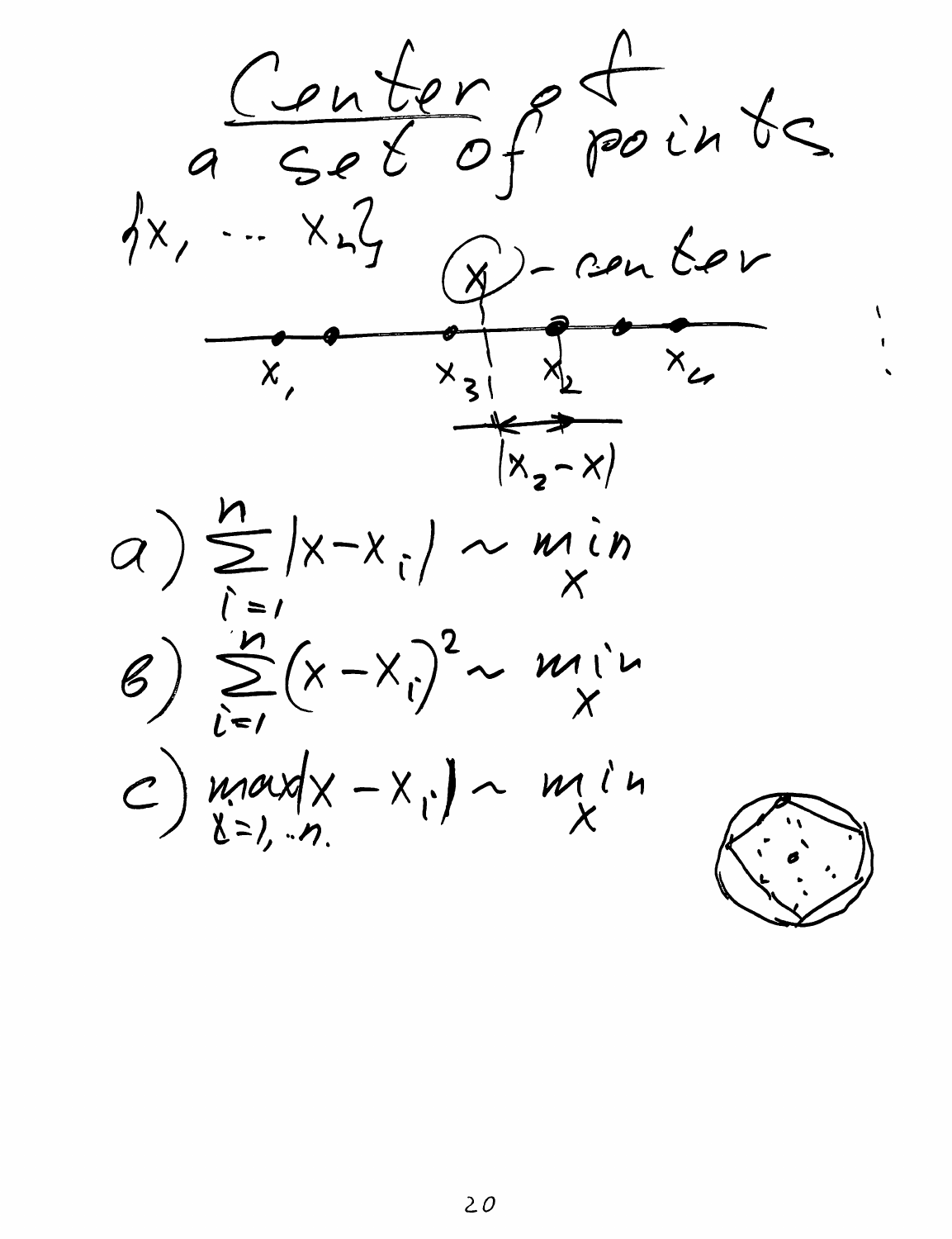# Center of a set of points

$\{x_1 \ldots x_n\}$

$(x)$ - center

$x_1 \quad x_3 \quad x_2 \quad x_n$

$|x_2 - x|$

a) $\sum_{i=1}^{n} |x - x_i| \sim \min_x$

b) $\sum_{i=1}^{n} (x - x_i)^2 \sim \min_x$

c) $\max_{i=1,..n} |x - x_i| \sim \min_x$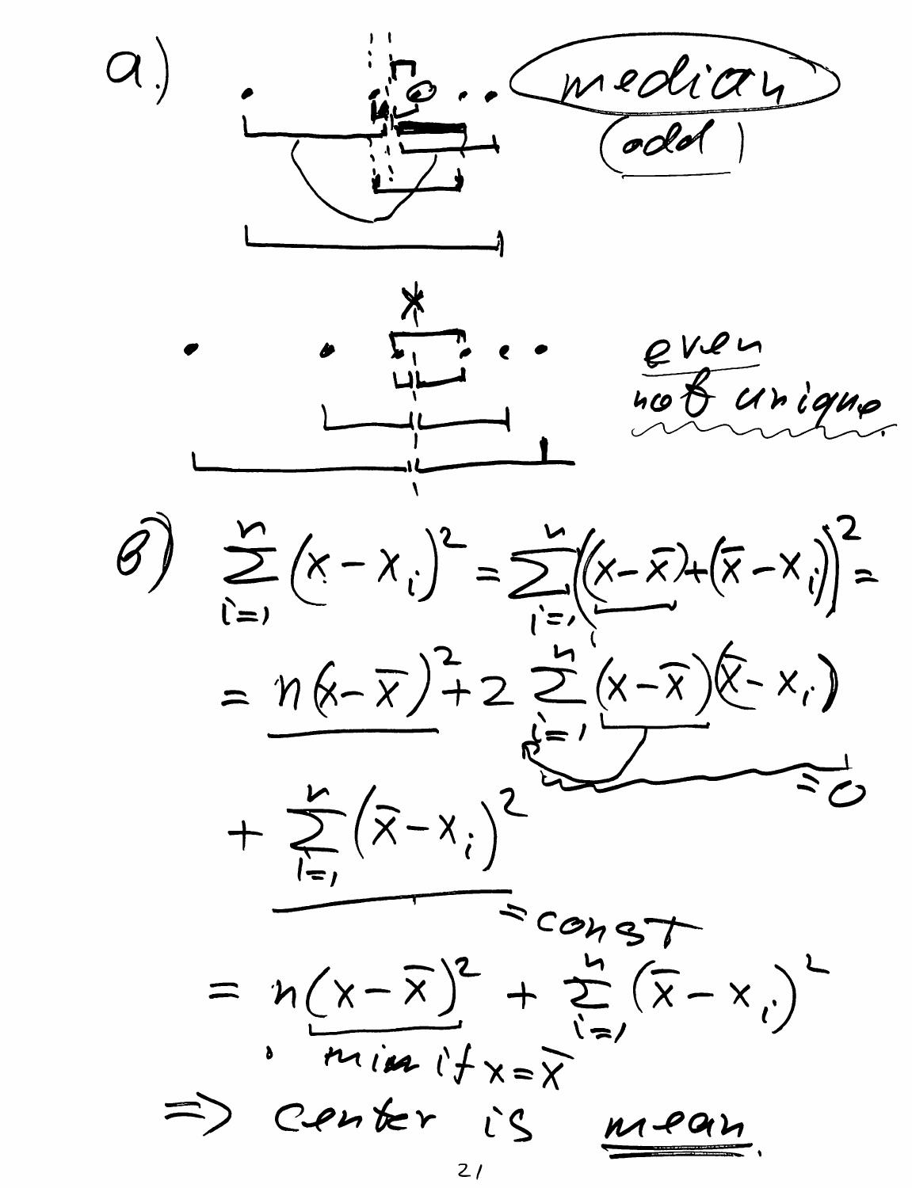a)

median (odd)

even

not unique

b)

$$\sum_{i=1}^{n}(x - x_i)^2 = \sum_{i=1}^{n}\left((x-\bar{x}) + (\bar{x} - x_i)\right)^2 =$$

$$= n(x-\bar{x})^2 + 2\sum_{i=1}^{n}(x-\bar{x})(\bar{x}-x_i)$$

$= 0$

$$+ \sum_{i=1}^{n}(\bar{x}-x_i)^2$$

$= \text{const}$

$$= n(x-\bar{x})^2 + \sum_{i=1}^{n}(\bar{x}-x_i)^2$$

min if $x = \bar{x}$

$\Rightarrow$ center is **mean**.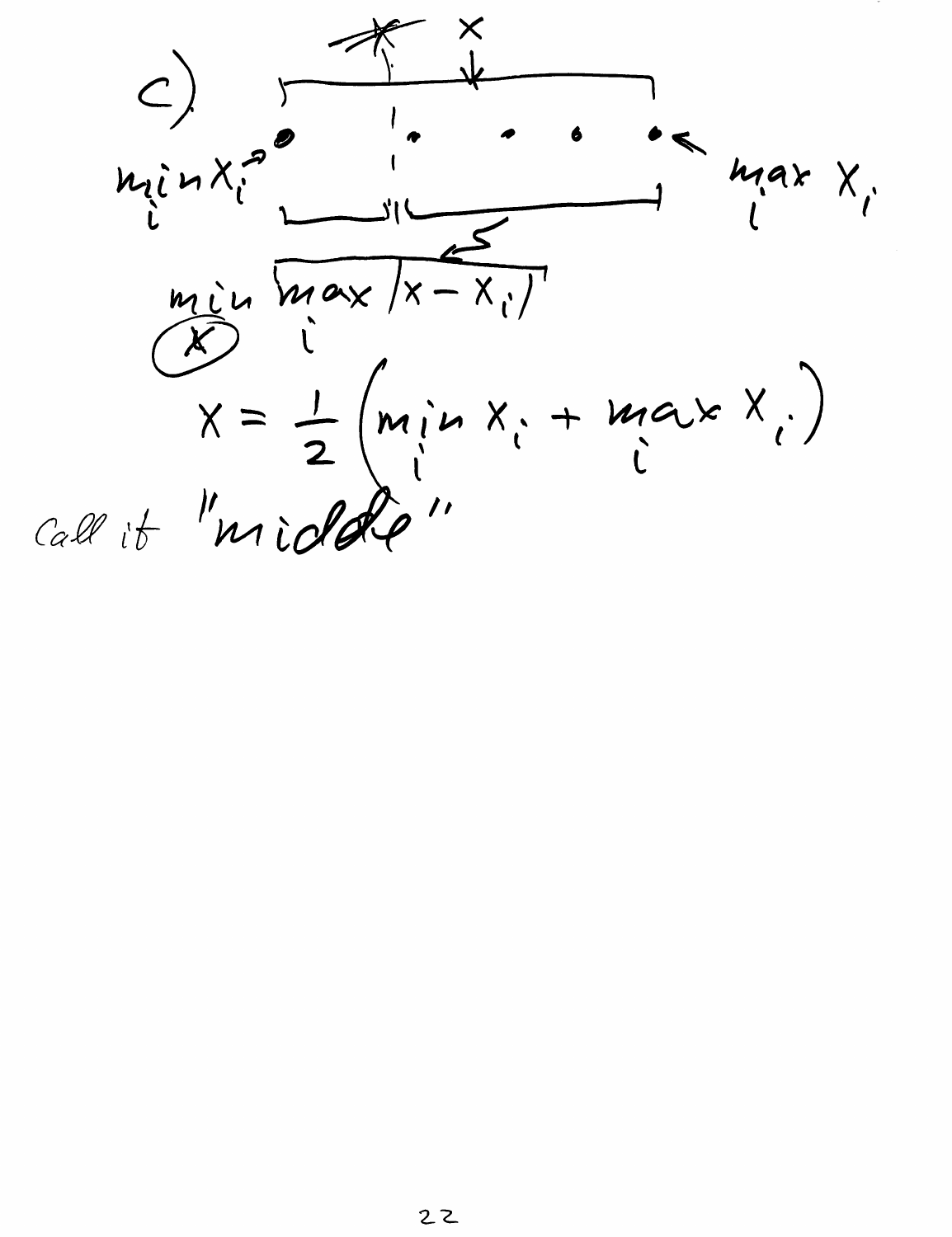c)

$\min_i X_i$ $\quad$ $\max_i X_i$

$$\min_{x} \max_i |x - X_i|$$

$$x = \frac{1}{2}\left(\min_i X_i + \max_i X_i\right)$$

Call it "middle"